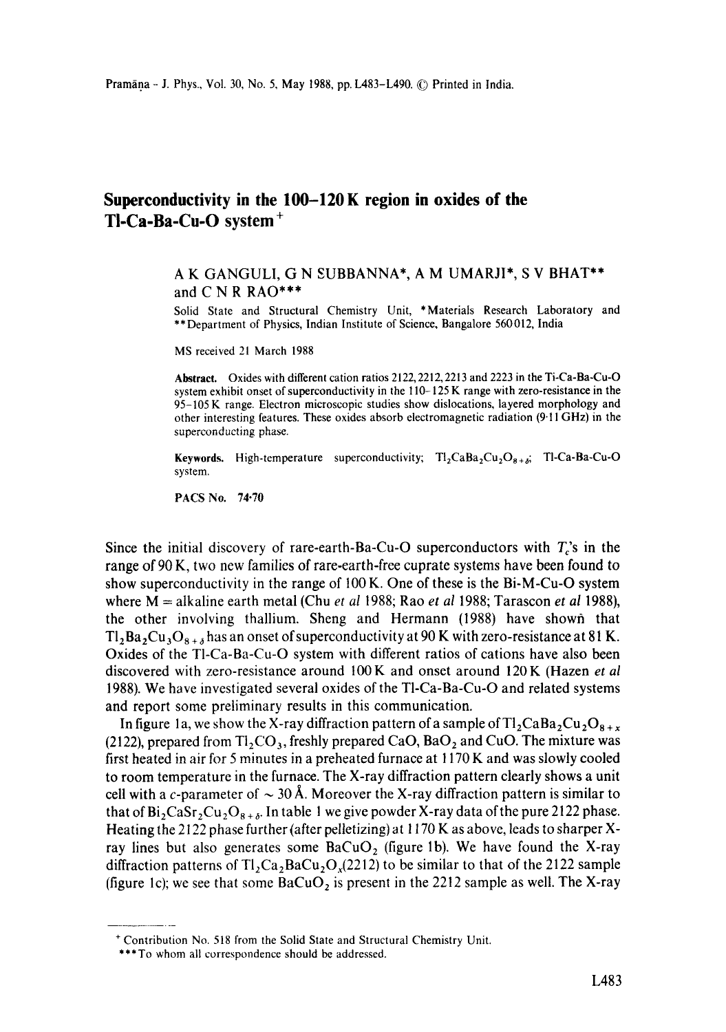# Superconductivity in the 100–120 K region in oxides of the Tl-Ca-Ba-Cu-O system[+]

A K GANGULI, G N SUBBANNA*, A M UMARJI*, S V BHAT** and C N R RAO***

Solid State and Structural Chemistry Unit, *Materials Research Laboratory and **Department of Physics, Indian Institute of Science, Bangalore 560012, India

MS received 21 March 1988

**Abstract.** Oxides with different cation ratios 2122, 2212, 2213 and 2223 in the Ti-Ca-Ba-Cu-O system exhibit onset of superconductivity in the 110–125 K range with zero-resistance in the 95–105 K range. Electron microscopic studies show dislocations, layered morphology and other interesting features. These oxides absorb electromagnetic radiation (9·11 GHz) in the superconducting phase.

**Keywords.** High-temperature superconductivity; $Tl_2CaBa_2Cu_2O_{8+\delta}$; Tl-Ca-Ba-Cu-O system.

**PACS No.** 74·70

Since the initial discovery of rare-earth-Ba-Cu-O superconductors with $T_c$'s in the range of 90 K, two new families of rare-earth-free cuprate systems have been found to show superconductivity in the range of 100 K. One of these is the Bi-M-Cu-O system where M = alkaline earth metal (Chu *et al* 1988; Rao *et al* 1988; Tarascon *et al* 1988), the other involving thallium. Sheng and Hermann (1988) have shown that $Tl_2Ba_2Cu_3O_{8+\delta}$ has an onset of superconductivity at 90 K with zero-resistance at 81 K. Oxides of the Tl-Ca-Ba-Cu-O system with different ratios of cations have also been discovered with zero-resistance around 100 K and onset around 120 K (Hazen *et al* 1988). We have investigated several oxides of the Tl-Ca-Ba-Cu-O and related systems and report some preliminary results in this communication.

In figure 1a, we show the X-ray diffraction pattern of a sample of $Tl_2CaBa_2Cu_2O_{8+x}$ (2122), prepared from $Tl_2CO_3$, freshly prepared CaO, $BaO_2$ and CuO. The mixture was first heated in air for 5 minutes in a preheated furnace at 1170 K and was slowly cooled to room temperature in the furnace. The X-ray diffraction pattern clearly shows a unit cell with a *c*-parameter of ~ 30 Å. Moreover the X-ray diffraction pattern is similar to that of $Bi_2CaSr_2Cu_2O_{8+\delta}$. In table 1 we give powder X-ray data of the pure 2122 phase. Heating the 2122 phase further (after pelletizing) at 1170 K as above, leads to sharper X-ray lines but also generates some $BaCuO_2$ (figure 1b). We have found the X-ray diffraction patterns of $Tl_2Ca_2BaCu_2O_x$(2212) to be similar to that of the 2122 sample (figure 1c); we see that some $BaCuO_2$ is present in the 2212 sample as well. The X-ray

[+] Contribution No. 518 from the Solid State and Structural Chemistry Unit.

***To whom all correspondence should be addressed.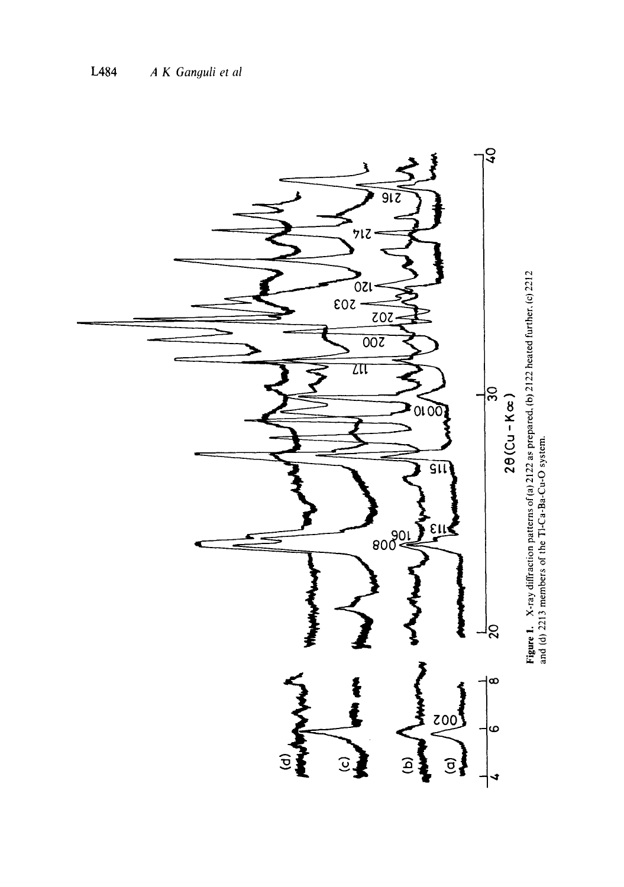**Figure 1.** X-ray diffraction patterns of (a) 2122 as prepared, (b) 2122 heated further, (c) 2212 and (d) 2213 members of the Tl-Ca-Ba-Cu-O system.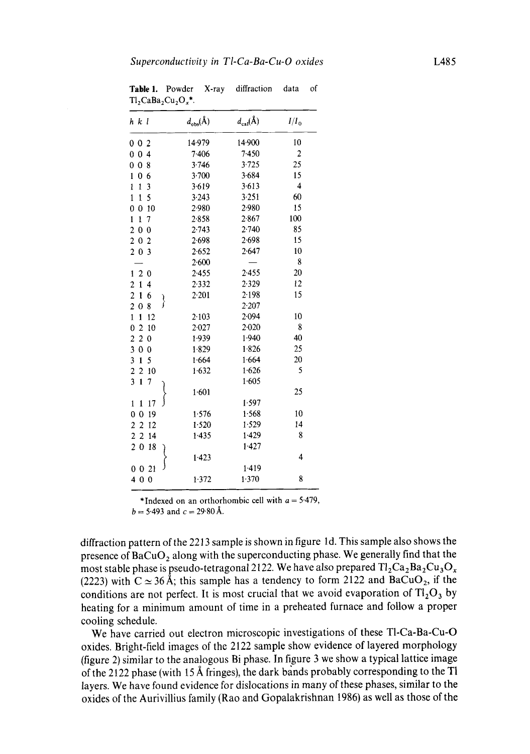**Table 1.** Powder X-ray diffraction data of $Tl_2CaBa_2Cu_2O_x$*.

| $h\ k\ l$ | $d_{obs}$(Å) | $d_{cal}$(Å) | $I/I_0$ |
|---|---|---|---|
| 0 0 2 | 14·979 | 14·900 | 10 |
| 0 0 4 | 7·406 | 7·450 | 2 |
| 0 0 8 | 3·746 | 3·725 | 25 |
| 1 0 6 | 3·700 | 3·684 | 15 |
| 1 1 3 | 3·619 | 3·613 | 4 |
| 1 1 5 | 3·243 | 3·251 | 60 |
| 0 0 10 | 2·980 | 2·980 | 15 |
| 1 1 7 | 2·858 | 2·867 | 100 |
| 2 0 0 | 2·743 | 2·740 | 85 |
| 2 0 2 | 2·698 | 2·698 | 15 |
| 2 0 3 | 2·652 | 2·647 | 10 |
| — | 2·600 | — | 8 |
| 1 2 0 | 2·455 | 2·455 | 20 |
| 2 1 4 | 2·332 | 2·329 | 12 |
| 2 1 6 } | 2·201 | 2·198 | 15 |
| 2 0 8 } | | 2·207 | |
| 1 1 12 | 2·103 | 2·094 | 10 |
| 0 2 10 | 2·027 | 2·020 | 8 |
| 2 2 0 | 1·939 | 1·940 | 40 |
| 3 0 0 | 1·829 | 1·826 | 25 |
| 3 1 5 | 1·664 | 1·664 | 20 |
| 2 2 10 | 1·632 | 1·626 | 5 |
| 3 1 7 } | 1·601 | 1·605 | 25 |
| 1 1 17 } | | 1·597 | |
| 0 0 19 | 1·576 | 1·568 | 10 |
| 2 2 12 | 1·520 | 1·529 | 14 |
| 2 2 14 | 1·435 | 1·429 | 8 |
| 2 0 18 } | 1·423 | 1·427 | 4 |
| 0 0 21 } | | 1·419 | |
| 4 0 0 | 1·372 | 1·370 | 8 |

*Indexed on an orthorhombic cell with $a = 5{\cdot}479$, $b = 5{\cdot}493$ and $c = 29{\cdot}80$ Å.

diffraction pattern of the 2213 sample is shown in figure 1d. This sample also shows the presence of $BaCuO_2$ along with the superconducting phase. We generally find that the most stable phase is pseudo-tetragonal 2122. We have also prepared $Tl_2Ca_2Ba_2Cu_3O_x$ (2223) with $C \simeq 36$ Å; this sample has a tendency to form 2122 and $BaCuO_2$, if the conditions are not perfect. It is most crucial that we avoid evaporation of $Tl_2O_3$ by heating for a minimum amount of time in a preheated furnace and follow a proper cooling schedule.

We have carried out electron microscopic investigations of these Tl-Ca-Ba-Cu-O oxides. Bright-field images of the 2122 sample show evidence of layered morphology (figure 2) similar to the analogous Bi phase. In figure 3 we show a typical lattice image of the 2122 phase (with 15 Å fringes), the dark bands probably corresponding to the Tl layers. We have found evidence for dislocations in many of these phases, similar to the oxides of the Aurivillius family (Rao and Gopalakrishnan 1986) as well as those of the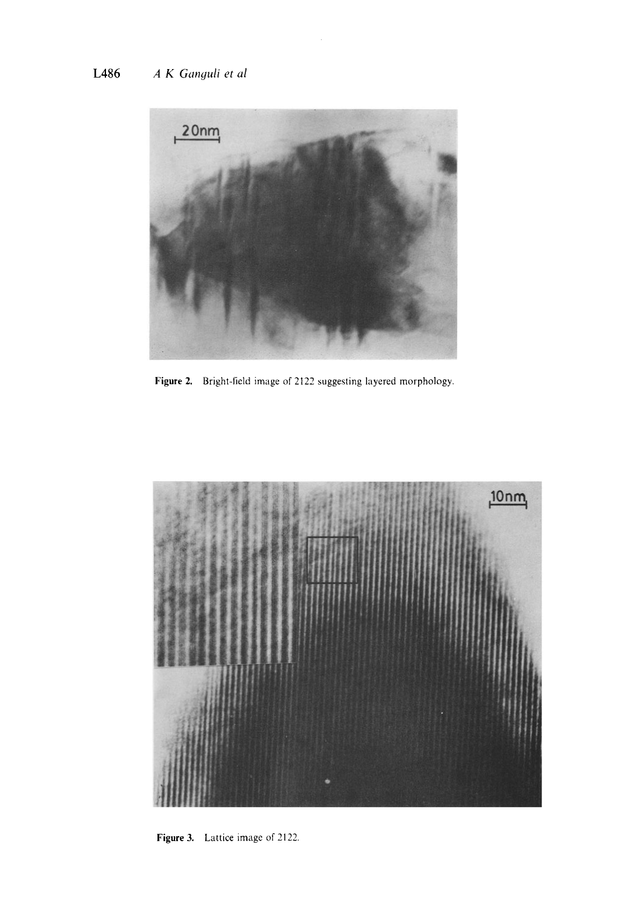**Figure 2.** Bright-field image of 2122 suggesting layered morphology.

**Figure 3.** Lattice image of 2122.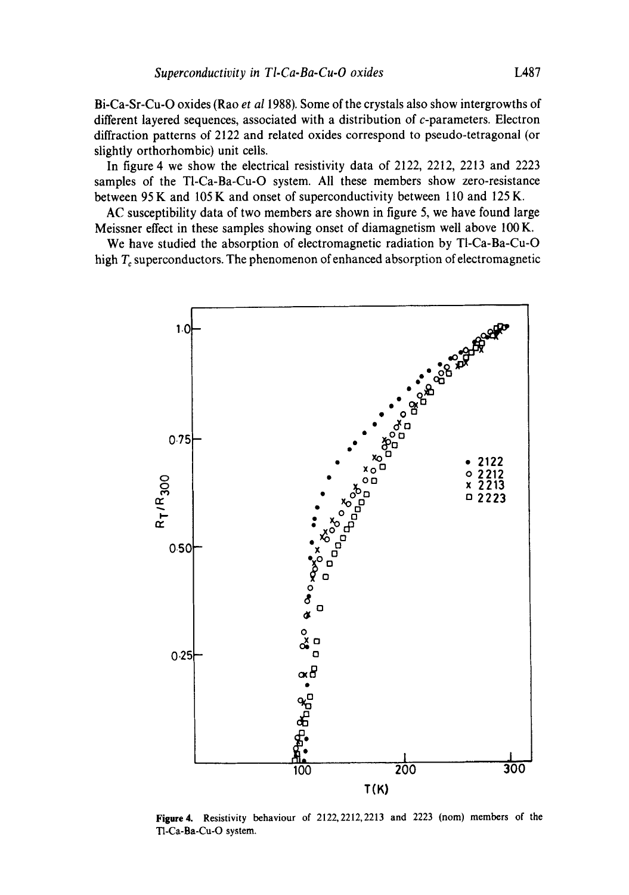Bi-Ca-Sr-Cu-O oxides (Rao *et al* 1988). Some of the crystals also show intergrowths of different layered sequences, associated with a distribution of $c$-parameters. Electron diffraction patterns of 2122 and related oxides correspond to pseudo-tetragonal (or slightly orthorhombic) unit cells.

In figure 4 we show the electrical resistivity data of 2122, 2212, 2213 and 2223 samples of the Tl-Ca-Ba-Cu-O system. All these members show zero-resistance between 95 K and 105 K and onset of superconductivity between 110 and 125 K.

AC susceptibility data of two members are shown in figure 5, we have found large Meissner effect in these samples showing onset of diamagnetism well above 100 K.

We have studied the absorption of electromagnetic radiation by Tl-Ca-Ba-Cu-O high $T_c$ superconductors. The phenomenon of enhanced absorption of electromagnetic

**Figure 4.** Resistivity behaviour of 2122, 2212, 2213 and 2223 (nom) members of the Tl-Ca-Ba-Cu-O system.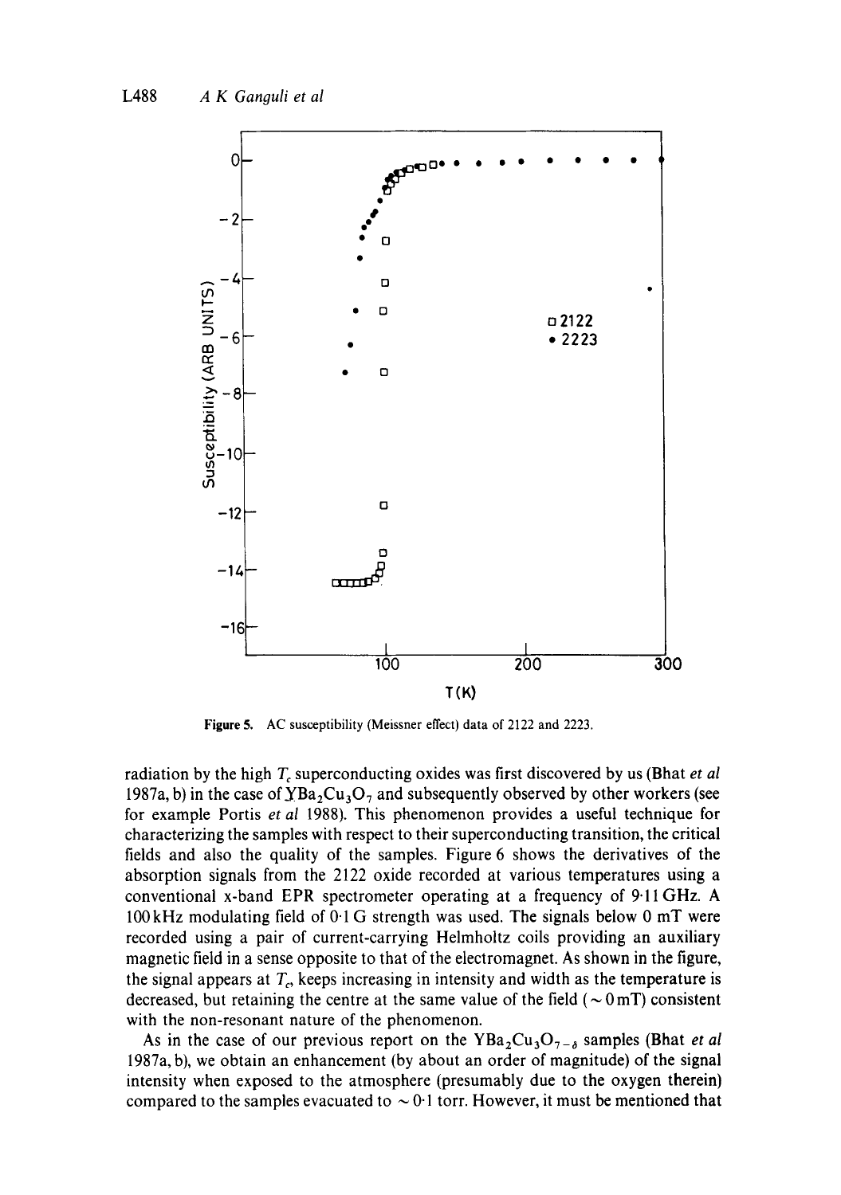**Figure 5.** AC susceptibility (Meissner effect) data of 2122 and 2223.

radiation by the high $T_c$ superconducting oxides was first discovered by us (Bhat *et al* 1987a, b) in the case of $YBa_2Cu_3O_7$ and subsequently observed by other workers (see for example Portis *et al* 1988). This phenomenon provides a useful technique for characterizing the samples with respect to their superconducting transition, the critical fields and also the quality of the samples. Figure 6 shows the derivatives of the absorption signals from the 2122 oxide recorded at various temperatures using a conventional x-band EPR spectrometer operating at a frequency of 9·11 GHz. A 100 kHz modulating field of 0·1 G strength was used. The signals below 0 mT were recorded using a pair of current-carrying Helmholtz coils providing an auxiliary magnetic field in a sense opposite to that of the electromagnet. As shown in the figure, the signal appears at $T_c$, keeps increasing in intensity and width as the temperature is decreased, but retaining the centre at the same value of the field ($\sim 0$ mT) consistent with the non-resonant nature of the phenomenon.

As in the case of our previous report on the $YBa_2Cu_3O_{7-\delta}$ samples (Bhat *et al* 1987a, b), we obtain an enhancement (by about an order of magnitude) of the signal intensity when exposed to the atmosphere (presumably due to the oxygen therein) compared to the samples evacuated to $\sim 0·1$ torr. However, it must be mentioned that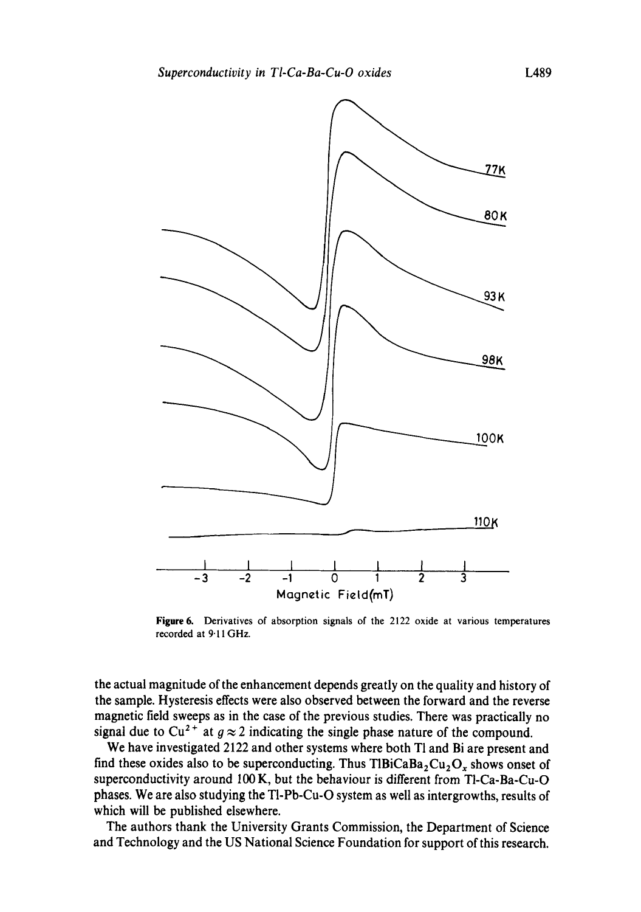Figure 6. Derivatives of absorption signals of the 2122 oxide at various temperatures recorded at 9·11 GHz.

the actual magnitude of the enhancement depends greatly on the quality and history of the sample. Hysteresis effects were also observed between the forward and the reverse magnetic field sweeps as in the case of the previous studies. There was practically no signal due to $Cu^{2+}$ at $g \approx 2$ indicating the single phase nature of the compound.

We have investigated 2122 and other systems where both Tl and Bi are present and find these oxides also to be superconducting. Thus $TlBiCaBa_2Cu_2O_x$ shows onset of superconductivity around 100 K, but the behaviour is different from Tl-Ca-Ba-Cu-O phases. We are also studying the Tl-Pb-Cu-O system as well as intergrowths, results of which will be published elsewhere.

The authors thank the University Grants Commission, the Department of Science and Technology and the US National Science Foundation for support of this research.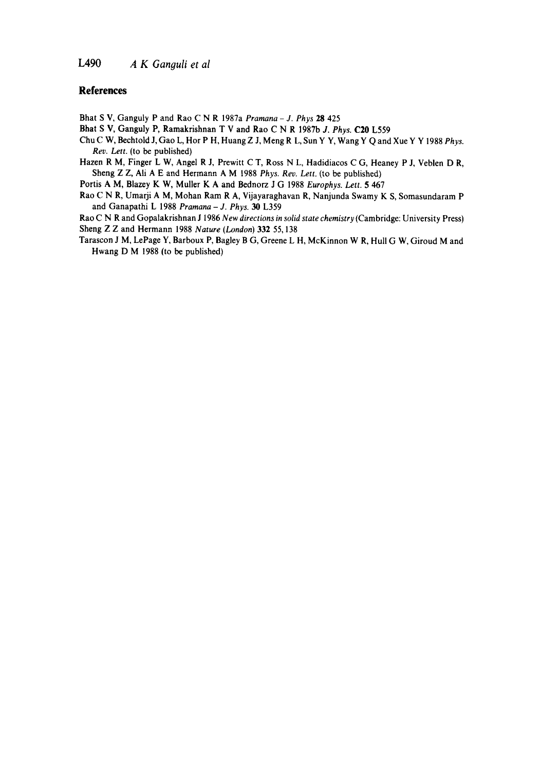## References

Bhat S V, Ganguly P and Rao C N R 1987a *Pramana – J. Phys* **28** 425

Bhat S V, Ganguly P, Ramakrishnan T V and Rao C N R 1987b *J. Phys.* **C20** L559

Chu C W, Bechtold J, Gao L, Hor P H, Huang Z J, Meng R L, Sun Y Y, Wang Y Q and Xue Y Y 1988 *Phys. Rev. Lett.* (to be published)

Hazen R M, Finger L W, Angel R J, Prewitt C T, Ross N L, Hadidiacos C G, Heaney P J, Veblen D R, Sheng Z Z, Ali A E and Hermann A M 1988 *Phys. Rev. Lett.* (to be published)

Portis A M, Blazey K W, Muller K A and Bednorz J G 1988 *Europhys. Lett.* **5** 467

Rao C N R, Umarji A M, Mohan Ram R A, Vijayaraghavan R, Nanjunda Swamy K S, Somasundaram P and Ganapathi L 1988 *Pramana – J. Phys.* **30** L359

Rao C N R and Gopalakrishnan J 1986 *New directions in solid state chemistry* (Cambridge: University Press)

Sheng Z Z and Hermann 1988 *Nature (London)* **332** 55, 138

Tarascon J M, LePage Y, Barboux P, Bagley B G, Greene L H, McKinnon W R, Hull G W, Giroud M and Hwang D M 1988 (to be published)